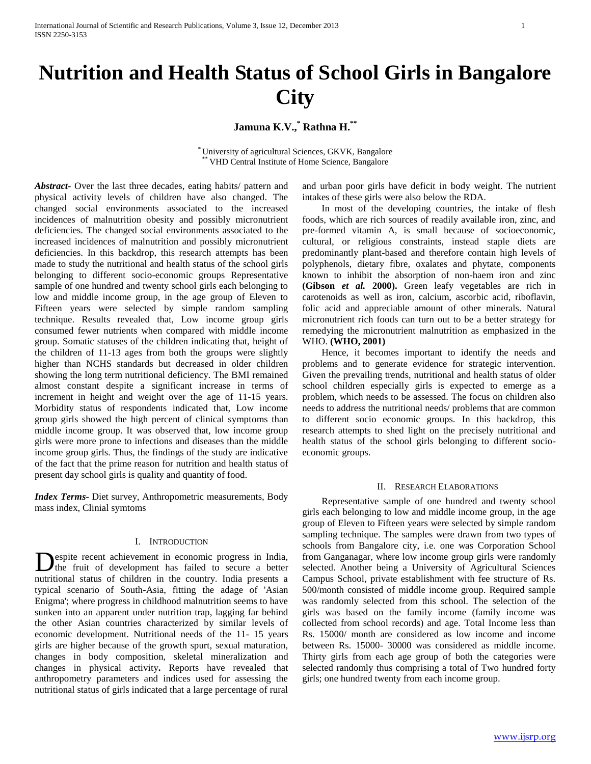# Nutrition and Health Status of School Girls in Bangalore City

**Jamuna K.V.,[*] Rathna H.[**]**

[*] University of agricultural Sciences, GKVK, Bangalore
[**] VHD Central Institute of Home Science, Bangalore

***Abstract-*** Over the last three decades, eating habits/ pattern and physical activity levels of children have also changed. The changed social environments associated to the increased incidences of malnutrition obesity and possibly micronutrient deficiencies. The changed social environments associated to the increased incidences of malnutrition and possibly micronutrient deficiencies. In this backdrop, this research attempts has been made to study the nutritional and health status of the school girls belonging to different socio-economic groups Representative sample of one hundred and twenty school girls each belonging to low and middle income group, in the age group of Eleven to Fifteen years were selected by simple random sampling technique. Results revealed that, Low income group girls consumed fewer nutrients when compared with middle income group. Somatic statuses of the children indicating that, height of the children of 11-13 ages from both the groups were slightly higher than NCHS standards but decreased in older children showing the long term nutritional deficiency. The BMI remained almost constant despite a significant increase in terms of increment in height and weight over the age of 11-15 years. Morbidity status of respondents indicated that, Low income group girls showed the high percent of clinical symptoms than middle income group. It was observed that, low income group girls were more prone to infections and diseases than the middle income group girls. Thus, the findings of the study are indicative of the fact that the prime reason for nutrition and health status of present day school girls is quality and quantity of food.

***Index Terms***- Diet survey, Anthropometric measurements, Body mass index, Clinial symtoms

## I. Introduction

Despite recent achievement in economic progress in India, the fruit of development has failed to secure a better nutritional status of children in the country. India presents a typical scenario of South-Asia, fitting the adage of 'Asian Enigma'; where progress in childhood malnutrition seems to have sunken into an apparent under nutrition trap, lagging far behind the other Asian countries characterized by similar levels of economic development. Nutritional needs of the 11- 15 years girls are higher because of the growth spurt, sexual maturation, changes in body composition, skeletal mineralization and changes in physical activity**.** Reports have revealed that anthropometry parameters and indices used for assessing the nutritional status of girls indicated that a large percentage of rural and urban poor girls have deficit in body weight. The nutrient intakes of these girls were also below the RDA.

In most of the developing countries, the intake of flesh foods, which are rich sources of readily available iron, zinc, and pre-formed vitamin A, is small because of socioeconomic, cultural, or religious constraints, instead staple diets are predominantly plant-based and therefore contain high levels of polyphenols, dietary fibre, oxalates and phytate, components known to inhibit the absorption of non-haem iron and zinc **(Gibson *et al.* 2000).** Green leafy vegetables are rich in carotenoids as well as iron, calcium, ascorbic acid, riboflavin, folic acid and appreciable amount of other minerals. Natural micronutrient rich foods can turn out to be a better strategy for remedying the micronutrient malnutrition as emphasized in the WHO. **(WHO, 2001)**

Hence, it becomes important to identify the needs and problems and to generate evidence for strategic intervention. Given the prevailing trends, nutritional and health status of older school children especially girls is expected to emerge as a problem, which needs to be assessed. The focus on children also needs to address the nutritional needs/ problems that are common to different socio economic groups. In this backdrop, this research attempts to shed light on the precisely nutritional and health status of the school girls belonging to different socio-economic groups.

## II. Research Elaborations

Representative sample of one hundred and twenty school girls each belonging to low and middle income group, in the age group of Eleven to Fifteen years were selected by simple random sampling technique. The samples were drawn from two types of schools from Bangalore city, i.e. one was Corporation School from Ganganagar, where low income group girls were randomly selected. Another being a University of Agricultural Sciences Campus School, private establishment with fee structure of Rs. 500/month consisted of middle income group. Required sample was randomly selected from this school. The selection of the girls was based on the family income (family income was collected from school records) and age. Total Income less than Rs. 15000/ month are considered as low income and income between Rs. 15000- 30000 was considered as middle income. Thirty girls from each age group of both the categories were selected randomly thus comprising a total of Two hundred forty girls; one hundred twenty from each income group.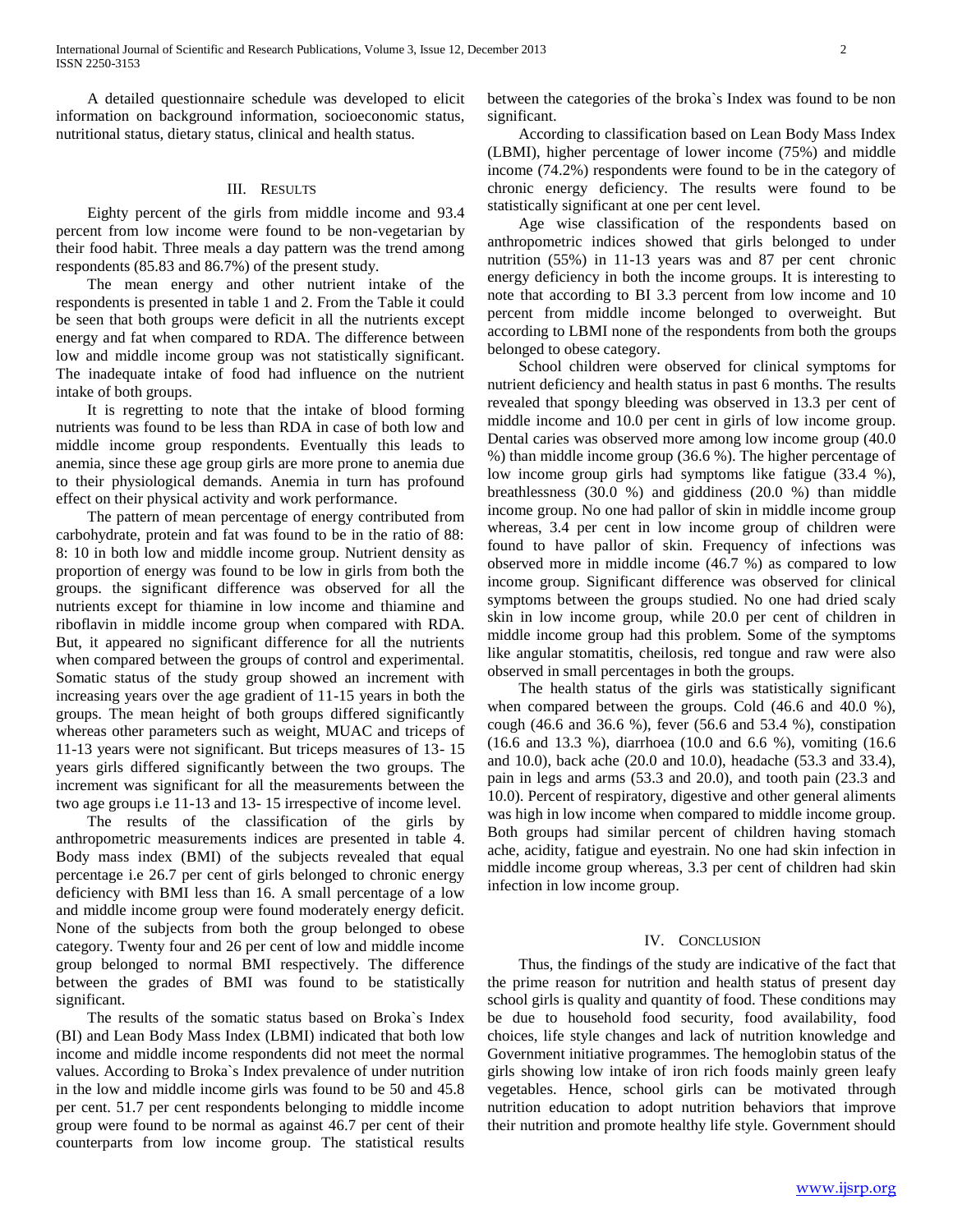A detailed questionnaire schedule was developed to elicit information on background information, socioeconomic status, nutritional status, dietary status, clinical and health status.

## III. Results

Eighty percent of the girls from middle income and 93.4 percent from low income were found to be non-vegetarian by their food habit. Three meals a day pattern was the trend among respondents (85.83 and 86.7%) of the present study.

The mean energy and other nutrient intake of the respondents is presented in table 1 and 2. From the Table it could be seen that both groups were deficit in all the nutrients except energy and fat when compared to RDA. The difference between low and middle income group was not statistically significant. The inadequate intake of food had influence on the nutrient intake of both groups.

It is regretting to note that the intake of blood forming nutrients was found to be less than RDA in case of both low and middle income group respondents. Eventually this leads to anemia, since these age group girls are more prone to anemia due to their physiological demands. Anemia in turn has profound effect on their physical activity and work performance.

The pattern of mean percentage of energy contributed from carbohydrate, protein and fat was found to be in the ratio of 88: 8: 10 in both low and middle income group. Nutrient density as proportion of energy was found to be low in girls from both the groups. the significant difference was observed for all the nutrients except for thiamine in low income and thiamine and riboflavin in middle income group when compared with RDA. But, it appeared no significant difference for all the nutrients when compared between the groups of control and experimental. Somatic status of the study group showed an increment with increasing years over the age gradient of 11-15 years in both the groups. The mean height of both groups differed significantly whereas other parameters such as weight, MUAC and triceps of 11-13 years were not significant. But triceps measures of 13- 15 years girls differed significantly between the two groups. The increment was significant for all the measurements between the two age groups i.e 11-13 and 13- 15 irrespective of income level.

The results of the classification of the girls by anthropometric measurements indices are presented in table 4. Body mass index (BMI) of the subjects revealed that equal percentage i.e 26.7 per cent of girls belonged to chronic energy deficiency with BMI less than 16. A small percentage of a low and middle income group were found moderately energy deficit. None of the subjects from both the group belonged to obese category. Twenty four and 26 per cent of low and middle income group belonged to normal BMI respectively. The difference between the grades of BMI was found to be statistically significant.

The results of the somatic status based on Broka`s Index (BI) and Lean Body Mass Index (LBMI) indicated that both low income and middle income respondents did not meet the normal values. According to Broka`s Index prevalence of under nutrition in the low and middle income girls was found to be 50 and 45.8 per cent. 51.7 per cent respondents belonging to middle income group were found to be normal as against 46.7 per cent of their counterparts from low income group. The statistical results between the categories of the broka`s Index was found to be non significant.

According to classification based on Lean Body Mass Index (LBMI), higher percentage of lower income (75%) and middle income (74.2%) respondents were found to be in the category of chronic energy deficiency. The results were found to be statistically significant at one per cent level.

Age wise classification of the respondents based on anthropometric indices showed that girls belonged to under nutrition (55%) in 11-13 years was and 87 per cent chronic energy deficiency in both the income groups. It is interesting to note that according to BI 3.3 percent from low income and 10 percent from middle income belonged to overweight. But according to LBMI none of the respondents from both the groups belonged to obese category.

School children were observed for clinical symptoms for nutrient deficiency and health status in past 6 months. The results revealed that spongy bleeding was observed in 13.3 per cent of middle income and 10.0 per cent in girls of low income group. Dental caries was observed more among low income group (40.0 %) than middle income group (36.6 %). The higher percentage of low income group girls had symptoms like fatigue (33.4 %), breathlessness (30.0 %) and giddiness (20.0 %) than middle income group. No one had pallor of skin in middle income group whereas, 3.4 per cent in low income group of children were found to have pallor of skin. Frequency of infections was observed more in middle income (46.7 %) as compared to low income group. Significant difference was observed for clinical symptoms between the groups studied. No one had dried scaly skin in low income group, while 20.0 per cent of children in middle income group had this problem. Some of the symptoms like angular stomatitis, cheilosis, red tongue and raw were also observed in small percentages in both the groups.

The health status of the girls was statistically significant when compared between the groups. Cold (46.6 and 40.0 %), cough (46.6 and 36.6 %), fever (56.6 and 53.4 %), constipation (16.6 and 13.3 %), diarrhoea (10.0 and 6.6 %), vomiting (16.6 and 10.0), back ache (20.0 and 10.0), headache (53.3 and 33.4), pain in legs and arms (53.3 and 20.0), and tooth pain (23.3 and 10.0). Percent of respiratory, digestive and other general aliments was high in low income when compared to middle income group. Both groups had similar percent of children having stomach ache, acidity, fatigue and eyestrain. No one had skin infection in middle income group whereas, 3.3 per cent of children had skin infection in low income group.

## IV. Conclusion

Thus, the findings of the study are indicative of the fact that the prime reason for nutrition and health status of present day school girls is quality and quantity of food. These conditions may be due to household food security, food availability, food choices, life style changes and lack of nutrition knowledge and Government initiative programmes. The hemoglobin status of the girls showing low intake of iron rich foods mainly green leafy vegetables. Hence, school girls can be motivated through nutrition education to adopt nutrition behaviors that improve their nutrition and promote healthy life style. Government should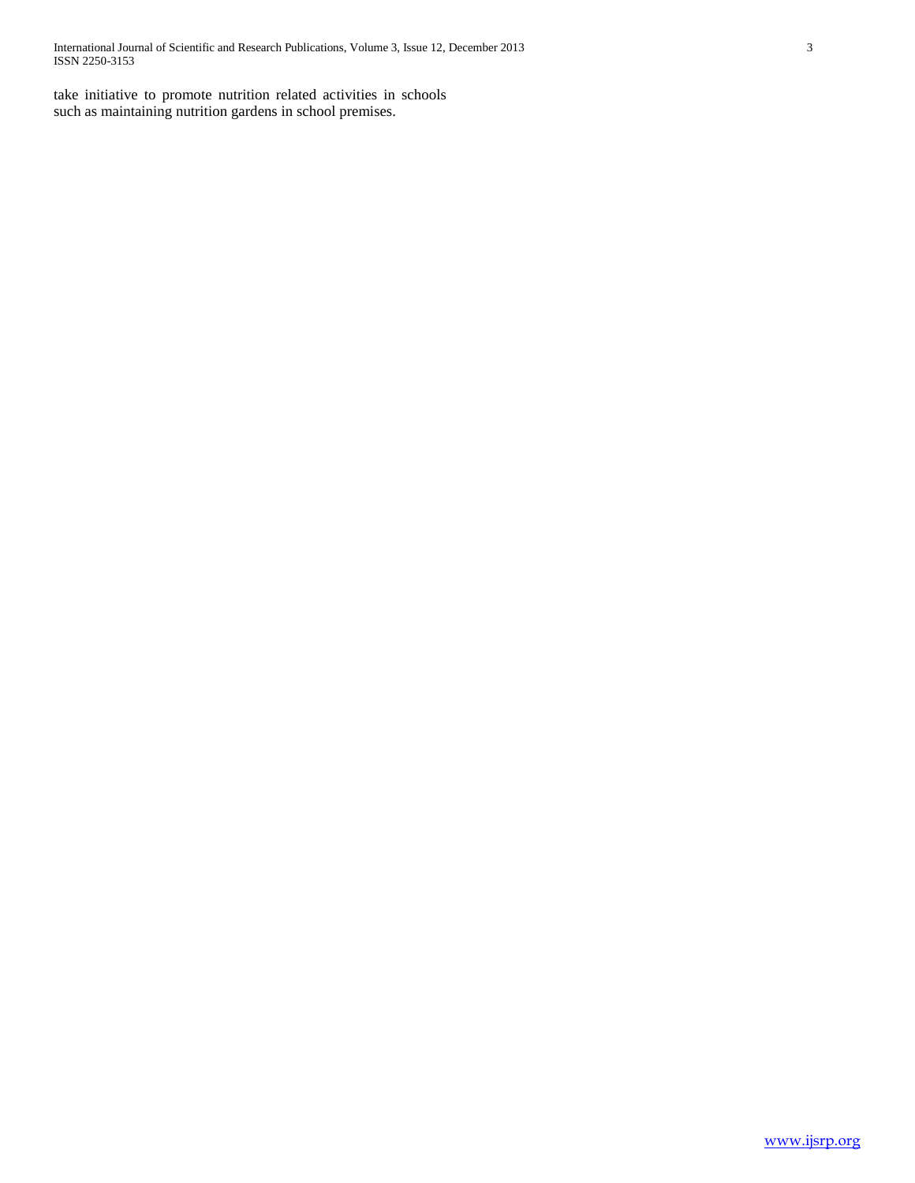take initiative to promote nutrition related activities in schools such as maintaining nutrition gardens in school premises.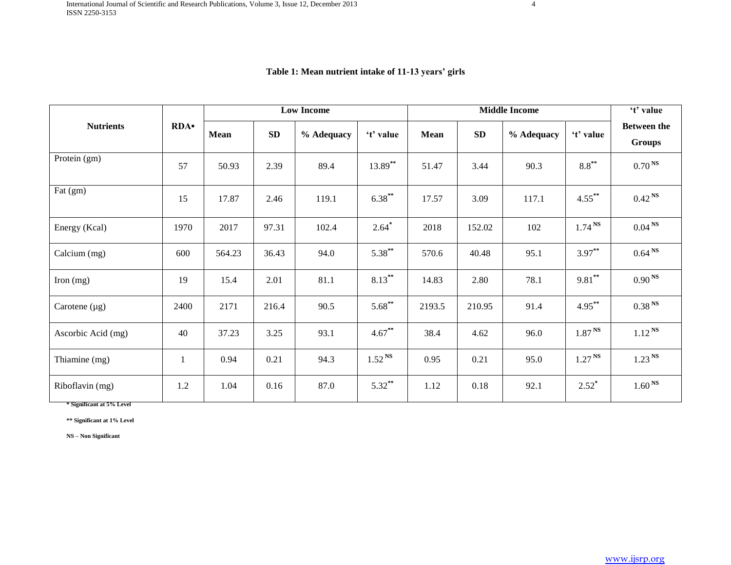**Table 1: Mean nutrient intake of 11-13 years' girls**

| Nutrients | RDA▪ | Low Income | | | | Middle Income | | | | 't' value Between the Groups |
|---|---|---|---|---|---|---|---|---|---|---|
| | | Mean | SD | % Adequacy | 't' value | Mean | SD | % Adequacy | 't' value | |
| Protein (gm) | 57 | 50.93 | 2.39 | 89.4 | 13.89** | 51.47 | 3.44 | 90.3 | 8.8** | 0.70 NS |
| Fat (gm) | 15 | 17.87 | 2.46 | 119.1 | 6.38** | 17.57 | 3.09 | 117.1 | 4.55** | 0.42 NS |
| Energy (Kcal) | 1970 | 2017 | 97.31 | 102.4 | 2.64* | 2018 | 152.02 | 102 | 1.74 NS | 0.04 NS |
| Calcium (mg) | 600 | 564.23 | 36.43 | 94.0 | 5.38** | 570.6 | 40.48 | 95.1 | 3.97** | 0.64 NS |
| Iron (mg) | 19 | 15.4 | 2.01 | 81.1 | 8.13** | 14.83 | 2.80 | 78.1 | 9.81** | 0.90 NS |
| Carotene (µg) | 2400 | 2171 | 216.4 | 90.5 | 5.68** | 2193.5 | 210.95 | 91.4 | 4.95** | 0.38 NS |
| Ascorbic Acid (mg) | 40 | 37.23 | 3.25 | 93.1 | 4.67** | 38.4 | 4.62 | 96.0 | 1.87 NS | 1.12 NS |
| Thiamine (mg) | 1 | 0.94 | 0.21 | 94.3 | 1.52 NS | 0.95 | 0.21 | 95.0 | 1.27 NS | 1.23 NS |
| Riboflavin (mg) | 1.2 | 1.04 | 0.16 | 87.0 | 5.32** | 1.12 | 0.18 | 92.1 | 2.52* | 1.60 NS |

\* Significant at 5% Level

\*\* Significant at 1% Level

NS – Non Significant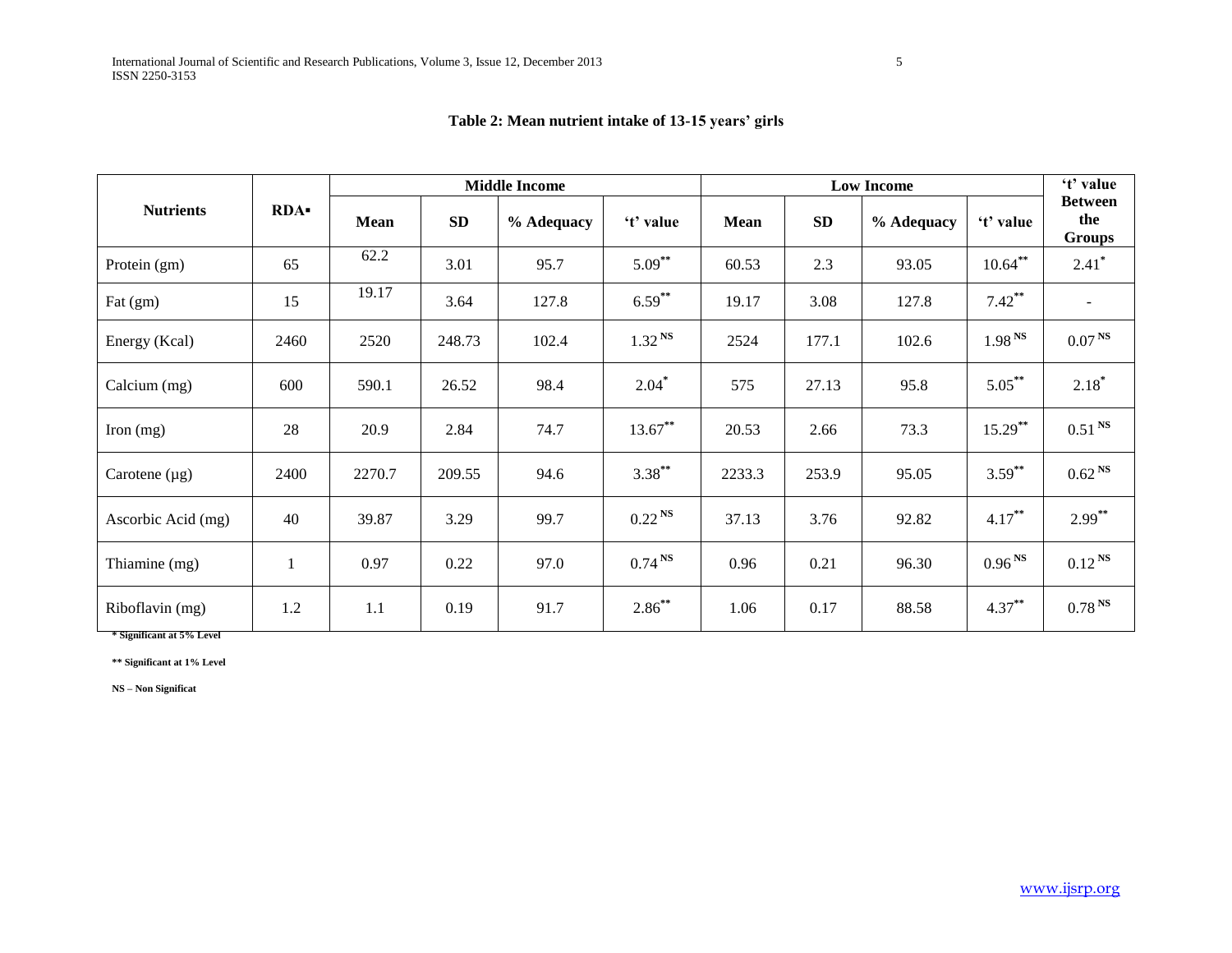**Table 2: Mean nutrient intake of 13-15 years' girls**

| Nutrients | RDA▪ | Middle Income | | | | Low Income | | | | 't' value Between the Groups |
|---|---|---|---|---|---|---|---|---|---|---|
| | | Mean | SD | % Adequacy | 't' value | Mean | SD | % Adequacy | 't' value | |
| Protein (gm) | 65 | 62.2 | 3.01 | 95.7 | 5.09** | 60.53 | 2.3 | 93.05 | 10.64** | 2.41* |
| Fat (gm) | 15 | 19.17 | 3.64 | 127.8 | 6.59** | 19.17 | 3.08 | 127.8 | 7.42** | - |
| Energy (Kcal) | 2460 | 2520 | 248.73 | 102.4 | 1.32 NS | 2524 | 177.1 | 102.6 | 1.98 NS | 0.07 NS |
| Calcium (mg) | 600 | 590.1 | 26.52 | 98.4 | 2.04* | 575 | 27.13 | 95.8 | 5.05** | 2.18* |
| Iron (mg) | 28 | 20.9 | 2.84 | 74.7 | 13.67** | 20.53 | 2.66 | 73.3 | 15.29** | 0.51 NS |
| Carotene (µg) | 2400 | 2270.7 | 209.55 | 94.6 | 3.38** | 2233.3 | 253.9 | 95.05 | 3.59** | 0.62 NS |
| Ascorbic Acid (mg) | 40 | 39.87 | 3.29 | 99.7 | 0.22 NS | 37.13 | 3.76 | 92.82 | 4.17** | 2.99** |
| Thiamine (mg) | 1 | 0.97 | 0.22 | 97.0 | 0.74 NS | 0.96 | 0.21 | 96.30 | 0.96 NS | 0.12 NS |
| Riboflavin (mg) | 1.2 | 1.1 | 0.19 | 91.7 | 2.86** | 1.06 | 0.17 | 88.58 | 4.37** | 0.78 NS |

**\* Significant at 5% Level**

**\*\* Significant at 1% Level**

**NS – Non Significat**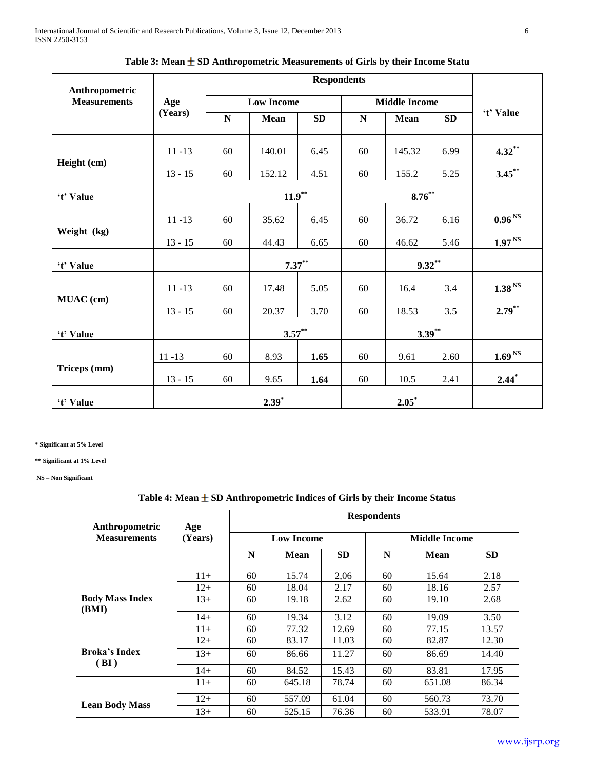**Table 3: Mean ± SD Anthropometric Measurements of Girls by their Income Statu**

| Anthropometric Measurements | Age (Years) | Respondents | | | | | | 't' Value |
|---|---|---|---|---|---|---|---|---|
| | | Low Income | | | Middle Income | | | |
| | | N | Mean | SD | N | Mean | SD | |
| Height (cm) | 11 -13 | 60 | 140.01 | 6.45 | 60 | 145.32 | 6.99 | 4.32** |
| | 13 - 15 | 60 | 152.12 | 4.51 | 60 | 155.2 | 5.25 | 3.45** |
| 't' Value | | 11.9** | | | 8.76** | | | |
| Weight (kg) | 11 -13 | 60 | 35.62 | 6.45 | 60 | 36.72 | 6.16 | 0.96 NS |
| | 13 - 15 | 60 | 44.43 | 6.65 | 60 | 46.62 | 5.46 | 1.97 NS |
| 't' Value | | 7.37** | | | 9.32** | | | |
| MUAC (cm) | 11 -13 | 60 | 17.48 | 5.05 | 60 | 16.4 | 3.4 | 1.38 NS |
| | 13 - 15 | 60 | 20.37 | 3.70 | 60 | 18.53 | 3.5 | 2.79** |
| 't' Value | | 3.57** | | | 3.39** | | | |
| Triceps (mm) | 11 -13 | 60 | 8.93 | **1.65** | 60 | 9.61 | 2.60 | 1.69 NS |
| | 13 - 15 | 60 | 9.65 | **1.64** | 60 | 10.5 | 2.41 | 2.44* |
| 't' Value | | 2.39* | | | 2.05* | | | |

**\* Significant at 5% Level**

**\*\* Significant at 1% Level**

**NS – Non Significant**

**Table 4: Mean ± SD Anthropometric Indices of Girls by their Income Status**

| Anthropometric Measurements | Age (Years) | Respondents | | | | | |
|---|---|---|---|---|---|---|---|
| | | Low Income | | | Middle Income | | |
| | | N | Mean | SD | N | Mean | SD |
| Body Mass Index (BMI) | 11+ | 60 | 15.74 | 2,06 | 60 | 15.64 | 2.18 |
| | 12+ | 60 | 18.04 | 2.17 | 60 | 18.16 | 2.57 |
| | 13+ | 60 | 19.18 | 2.62 | 60 | 19.10 | 2.68 |
| | 14+ | 60 | 19.34 | 3.12 | 60 | 19.09 | 3.50 |
| Broka's Index ( BI ) | 11+ | 60 | 77.32 | 12.69 | 60 | 77.15 | 13.57 |
| | 12+ | 60 | 83.17 | 11.03 | 60 | 82.87 | 12.30 |
| | 13+ | 60 | 86.66 | 11.27 | 60 | 86.69 | 14.40 |
| | 14+ | 60 | 84.52 | 15.43 | 60 | 83.81 | 17.95 |
| Lean Body Mass | 11+ | 60 | 645.18 | 78.74 | 60 | 651.08 | 86.34 |
| | 12+ | 60 | 557.09 | 61.04 | 60 | 560.73 | 73.70 |
| | 13+ | 60 | 525.15 | 76.36 | 60 | 533.91 | 78.07 |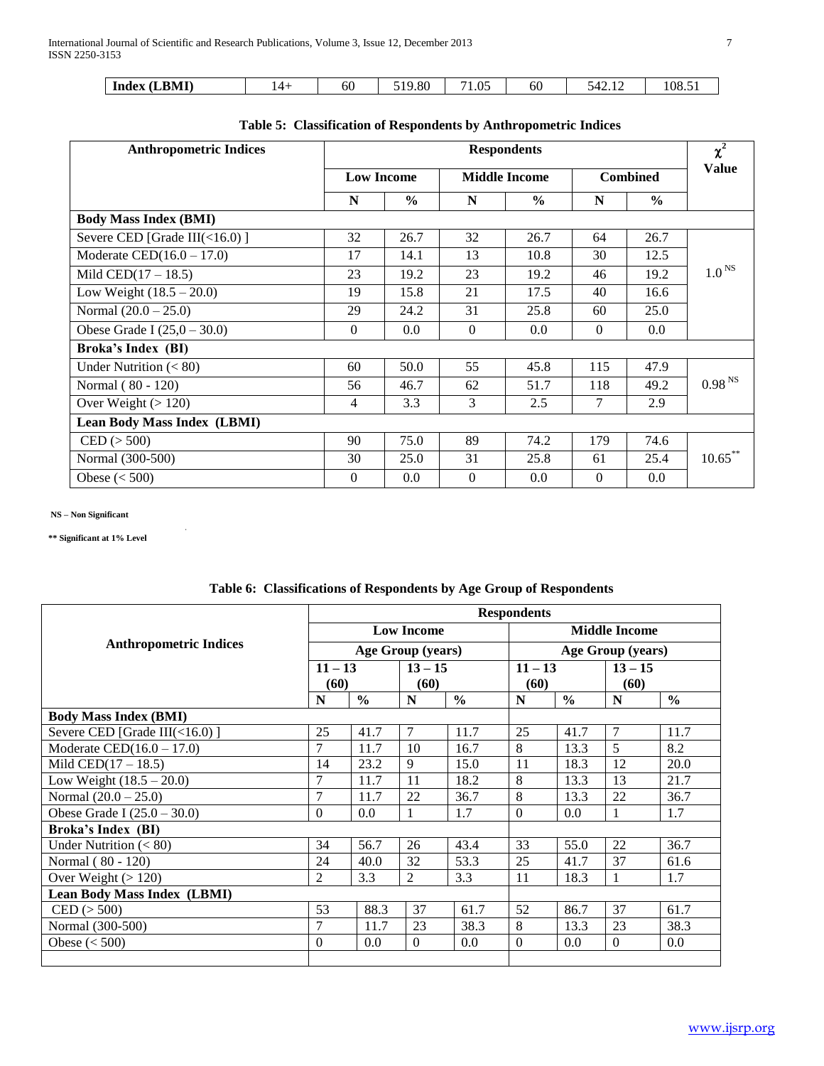| Index (LBMI) | 14+ | 60 | 519.80 | 71.05 | 60 | 542.12 | 108.51 |
|---|---|---|---|---|---|---|---|

**Table 5: Classification of Respondents by Anthropometric Indices**

| Anthropometric Indices | Respondents | | | | | | $\chi^2$ Value |
|---|---|---|---|---|---|---|---|
| | Low Income | | Middle Income | | Combined | | |
| | N | % | N | % | N | % | |
| **Body Mass Index (BMI)** | | | | | | | |
| Severe CED [Grade III(<16.0) ] | 32 | 26.7 | 32 | 26.7 | 64 | 26.7 | $1.0^{NS}$ |
| Moderate CED(16.0 – 17.0) | 17 | 14.1 | 13 | 10.8 | 30 | 12.5 | |
| Mild CED(17 – 18.5) | 23 | 19.2 | 23 | 19.2 | 46 | 19.2 | |
| Low Weight (18.5 – 20.0) | 19 | 15.8 | 21 | 17.5 | 40 | 16.6 | |
| Normal (20.0 – 25.0) | 29 | 24.2 | 31 | 25.8 | 60 | 25.0 | |
| Obese Grade I (25,0 – 30.0) | 0 | 0.0 | 0 | 0.0 | 0 | 0.0 | |
| **Broka's Index (BI)** | | | | | | | |
| Under Nutrition (< 80) | 60 | 50.0 | 55 | 45.8 | 115 | 47.9 | $0.98^{NS}$ |
| Normal ( 80 - 120) | 56 | 46.7 | 62 | 51.7 | 118 | 49.2 | |
| Over Weight (> 120) | 4 | 3.3 | 3 | 2.5 | 7 | 2.9 | |
| **Lean Body Mass Index (LBMI)** | | | | | | | |
| CED (> 500) | 90 | 75.0 | 89 | 74.2 | 179 | 74.6 | $10.65^{**}$ |
| Normal (300-500) | 30 | 25.0 | 31 | 25.8 | 61 | 25.4 | |
| Obese (< 500) | 0 | 0.0 | 0 | 0.0 | 0 | 0.0 | |

**NS – Non Significant**

**\*\* Significant at 1% Level**

**Table 6: Classifications of Respondents by Age Group of Respondents**

| Anthropometric Indices | Respondents | | | | | | | |
|---|---|---|---|---|---|---|---|---|
| | Low Income | | | | Middle Income | | | |
| | Age Group (years) | | | | Age Group (years) | | | |
| | 11 – 13 (60) | | 13 – 15 (60) | | 11 – 13 (60) | | 13 – 15 (60) | |
| | N | % | N | % | N | % | N | % |
| **Body Mass Index (BMI)** | | | | | | | | |
| Severe CED [Grade III(<16.0) ] | 25 | 41.7 | 7 | 11.7 | 25 | 41.7 | 7 | 11.7 |
| Moderate CED(16.0 – 17.0) | 7 | 11.7 | 10 | 16.7 | 8 | 13.3 | 5 | 8.2 |
| Mild CED(17 – 18.5) | 14 | 23.2 | 9 | 15.0 | 11 | 18.3 | 12 | 20.0 |
| Low Weight (18.5 – 20.0) | 7 | 11.7 | 11 | 18.2 | 8 | 13.3 | 13 | 21.7 |
| Normal (20.0 – 25.0) | 7 | 11.7 | 22 | 36.7 | 8 | 13.3 | 22 | 36.7 |
| Obese Grade I (25.0 – 30.0) | 0 | 0.0 | 1 | 1.7 | 0 | 0.0 | 1 | 1.7 |
| **Broka's Index (BI)** | | | | | | | | |
| Under Nutrition (< 80) | 34 | 56.7 | 26 | 43.4 | 33 | 55.0 | 22 | 36.7 |
| Normal ( 80 - 120) | 24 | 40.0 | 32 | 53.3 | 25 | 41.7 | 37 | 61.6 |
| Over Weight (> 120) | 2 | 3.3 | 2 | 3.3 | 11 | 18.3 | 1 | 1.7 |
| **Lean Body Mass Index (LBMI)** | | | | | | | | |
| CED (> 500) | 53 | 88.3 | 37 | 61.7 | 52 | 86.7 | 37 | 61.7 |
| Normal (300-500) | 7 | 11.7 | 23 | 38.3 | 8 | 13.3 | 23 | 38.3 |
| Obese (< 500) | 0 | 0.0 | 0 | 0.0 | 0 | 0.0 | 0 | 0.0 |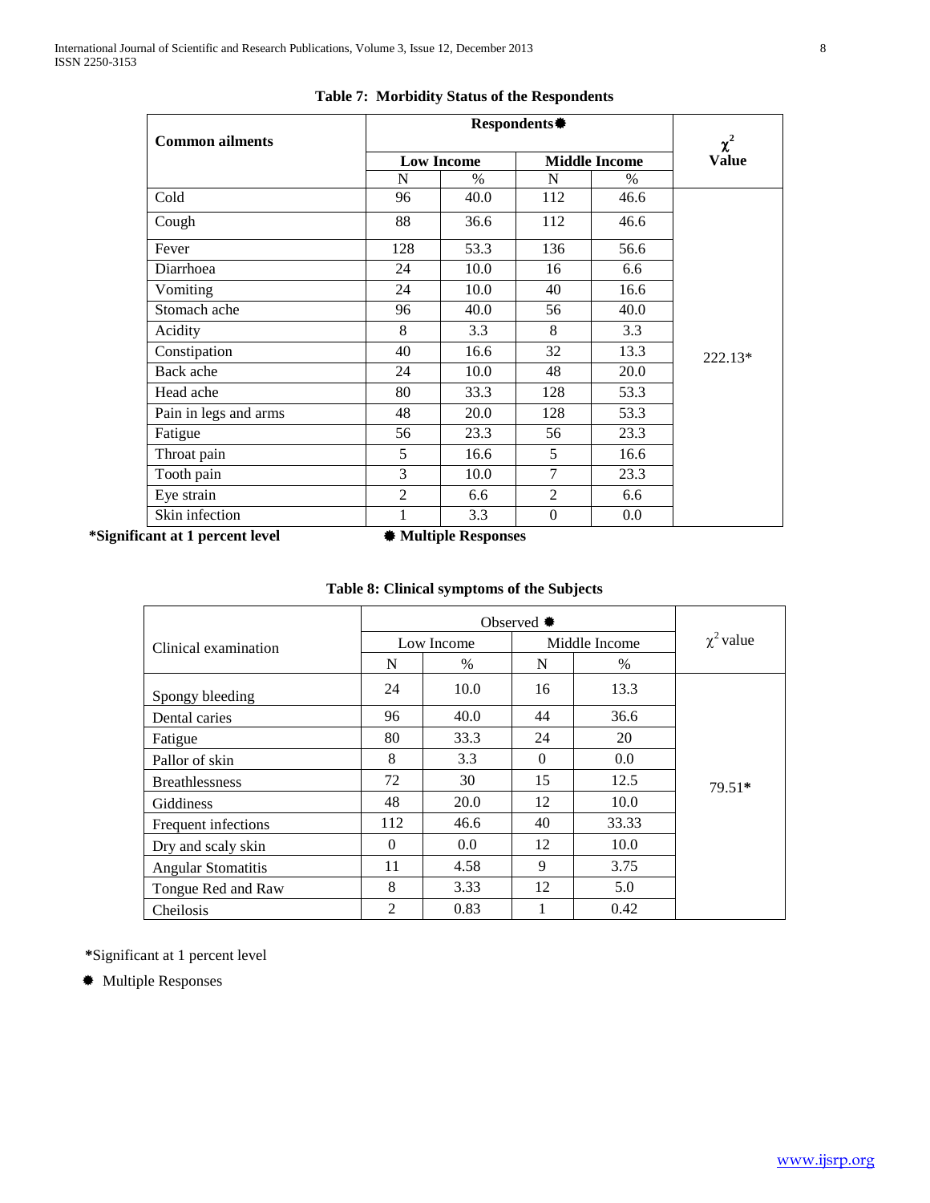**Table 7: Morbidity Status of the Respondents**

| Common ailments | Respondents ✸ | | | | $\chi^2$ Value |
|---|---|---|---|---|---|
| | Low Income | | Middle Income | | |
| | N | % | N | % | |
| Cold | 96 | 40.0 | 112 | 46.6 | 222.13* |
| Cough | 88 | 36.6 | 112 | 46.6 | |
| Fever | 128 | 53.3 | 136 | 56.6 | |
| Diarrhoea | 24 | 10.0 | 16 | 6.6 | |
| Vomiting | 24 | 10.0 | 40 | 16.6 | |
| Stomach ache | 96 | 40.0 | 56 | 40.0 | |
| Acidity | 8 | 3.3 | 8 | 3.3 | |
| Constipation | 40 | 16.6 | 32 | 13.3 | |
| Back ache | 24 | 10.0 | 48 | 20.0 | |
| Head ache | 80 | 33.3 | 128 | 53.3 | |
| Pain in legs and arms | 48 | 20.0 | 128 | 53.3 | |
| Fatigue | 56 | 23.3 | 56 | 23.3 | |
| Throat pain | 5 | 16.6 | 5 | 16.6 | |
| Tooth pain | 3 | 10.0 | 7 | 23.3 | |
| Eye strain | 2 | 6.6 | 2 | 6.6 | |
| Skin infection | 1 | 3.3 | 0 | 0.0 | |

**\*Significant at 1 percent level** **✸ Multiple Responses**

**Table 8: Clinical symptoms of the Subjects**

| Clinical examination | Observed ✸ | | | | $\chi^2$ value |
|---|---|---|---|---|---|
| | Low Income | | Middle Income | | |
| | N | % | N | % | |
| Spongy bleeding | 24 | 10.0 | 16 | 13.3 | 79.51* |
| Dental caries | 96 | 40.0 | 44 | 36.6 | |
| Fatigue | 80 | 33.3 | 24 | 20 | |
| Pallor of skin | 8 | 3.3 | 0 | 0.0 | |
| Breathlessness | 72 | 30 | 15 | 12.5 | |
| Giddiness | 48 | 20.0 | 12 | 10.0 | |
| Frequent infections | 112 | 46.6 | 40 | 33.33 | |
| Dry and scaly skin | 0 | 0.0 | 12 | 10.0 | |
| Angular Stomatitis | 11 | 4.58 | 9 | 3.75 | |
| Tongue Red and Raw | 8 | 3.33 | 12 | 5.0 | |
| Cheilosis | 2 | 0.83 | 1 | 0.42 | |

*Significant at 1 percent level

✸ Multiple Responses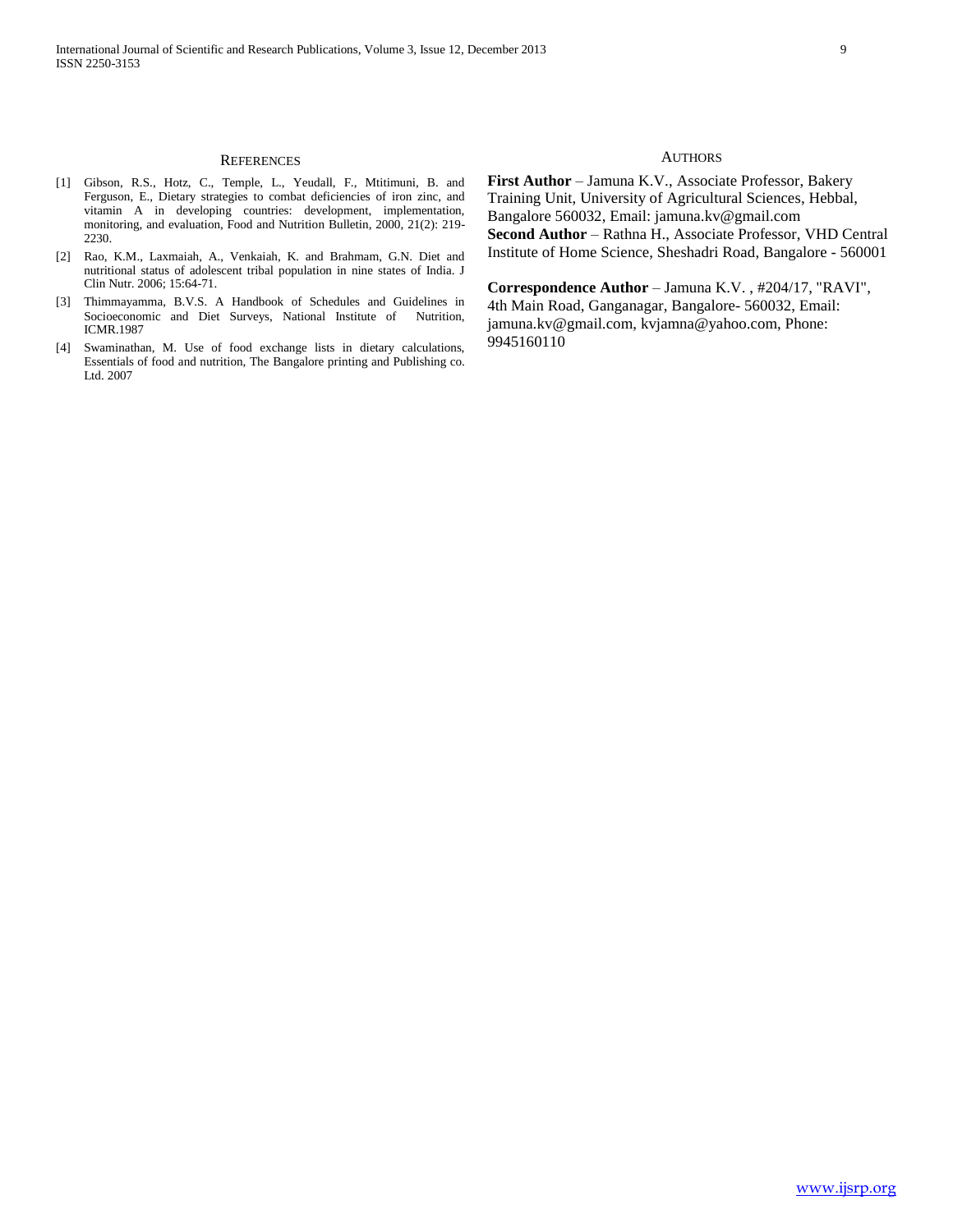## REFERENCES

[1] Gibson, R.S., Hotz, C., Temple, L., Yeudall, F., Mtitimuni, B. and Ferguson, E., Dietary strategies to combat deficiencies of iron zinc, and vitamin A in developing countries: development, implementation, monitoring, and evaluation, Food and Nutrition Bulletin, 2000, 21(2): 219-2230.

[2] Rao, K.M., Laxmaiah, A., Venkaiah, K. and Brahmam, G.N. Diet and nutritional status of adolescent tribal population in nine states of India. J Clin Nutr. 2006; 15:64-71.

[3] Thimmayamma, B.V.S. A Handbook of Schedules and Guidelines in Socioeconomic and Diet Surveys, National Institute of Nutrition, ICMR.1987

[4] Swaminathan, M. Use of food exchange lists in dietary calculations, Essentials of food and nutrition, The Bangalore printing and Publishing co. Ltd. 2007

## AUTHORS

**First Author** – Jamuna K.V., Associate Professor, Bakery Training Unit, University of Agricultural Sciences, Hebbal, Bangalore 560032, Email: jamuna.kv@gmail.com

**Second Author** – Rathna H., Associate Professor, VHD Central Institute of Home Science, Sheshadri Road, Bangalore - 560001

**Correspondence Author** – Jamuna K.V. , #204/17, "RAVI", 4th Main Road, Ganganagar, Bangalore- 560032, Email: jamuna.kv@gmail.com, kvjamna@yahoo.com, Phone: 9945160110